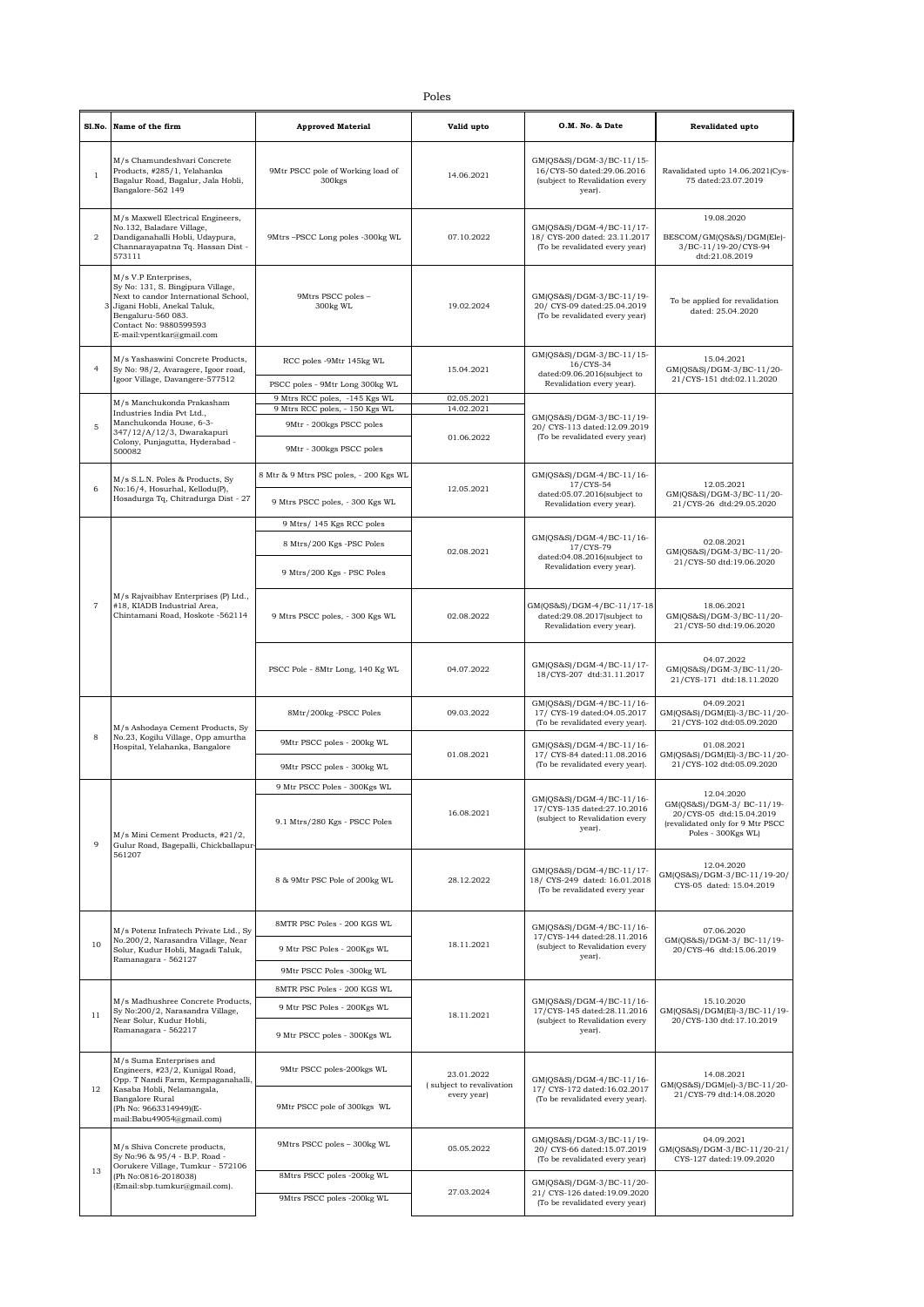# Poles

| Sl.No. | Name of the firm | Approved Material | Valid upto | O.M. No. & Date | Revalidated upto |
|---|---|---|---|---|---|
| 1 | M/s Chamundeshvari Concrete Products, #285/1, Yelahanka Bagalur Road, Bagalur, Jala Hobli, Bangalore-562 149 | 9Mtr PSCC pole of Working load of 300kgs | 14.06.2021 | GM(QS&S)/DGM-3/BC-11/15-16/CYS-50 dated:29.06.2016 (subject to Revalidation every year). | Ravalidated upto 14.06.2021(Cys-75 dated:23.07.2019 |
| 2 | M/s Maxwell Electrical Engineers, No.132, Baladare Village, Dandiganahalli Hobli, Udaypura, Channarayapatna Tq. Hassan Dist - 573111 | 9Mtrs –PSCC Long poles -300kg WL | 07.10.2022 | GM(QS&S)/DGM-4/BC-11/17-18/ CYS-200 dated: 23.11.2017 (To be revalidated every year) | 19.08.2020 BESCOM/GM(QS&S)/DGM(Ele)-3/BC-11/19-20/CYS-94 dtd:21.08.2019 |
| 3 | M/s V.P Enterprises, Sy No: 131, S. Bingipura Village, Next to candor International School, Jigani Hobli, Anekal Taluk, Bengaluru-560 083. Contact No: 9880599593 E-mail:vpentkar@gmail.com | 9Mtrs PSCC poles – 300kg WL | 19.02.2024 | GM(QS&S)/DGM-3/BC-11/19-20/ CYS-09 dated:25.04.2019 (To be revalidated every year) | To be applied for revalidation dated: 25.04.2020 |
| 4 | M/s Yashaswini Concrete Products, Sy No: 98/2, Avaragere, Igoor road, Igoor Village, Davangere-577512 | RCC poles -9Mtr 145kg WL | 15.04.2021 | GM(QS&S)/DGM-3/BC-11/15-16/CYS-34 dated:09.06.2016(subject to Revalidation every year). | 15.04.2021 GM(QS&S)/DGM-3/BC-11/20-21/CYS-151 dtd:02.11.2020 |
| | | PSCC poles - 9Mtr Long 300kg WL | | | |
| 5 | M/s Manchukonda Prakasham Industries India Pvt Ltd., Manchukonda House, 6-3-347/12/A/12/3, Dwarakapuri Colony, Punjagutta, Hyderabad - 500082 | 9 Mtrs RCC poles, -145 Kgs WL | 02.05.2021 | GM(QS&S)/DGM-3/BC-11/19-20/ CYS-113 dated:12.09.2019 (To be revalidated every year) | |
| | | 9 Mtrs RCC poles, - 150 Kgs WL | 14.02.2021 | | |
| | | 9Mtr - 200kgs PSCC poles | 01.06.2022 | | |
| | | 9Mtr - 300kgs PSCC poles | | | |
| 6 | M/s S.L.N. Poles & Products, Sy No:16/4, Hosurhal, Kellodu(P), Hosadurga Tq, Chitradurga Dist - 27 | 8 Mtr & 9 Mtrs PSC poles, - 200 Kgs WL | 12.05.2021 | GM(QS&S)/DGM-4/BC-11/16-17/CYS-54 dated:05.07.2016(subject to Revalidation every year). | 12.05.2021 GM(QS&S)/DGM-3/BC-11/20-21/CYS-26 dtd:29.05.2020 |
| | | 9 Mtrs PSCC poles, - 300 Kgs WL | | | |
| 7 | M/s Rajvaibhav Enterprises (P) Ltd., #18, KIADB Industrial Area, Chintamani Road, Hoskote -562114 | 9 Mtrs/ 145 Kgs RCC poles | 02.08.2021 | GM(QS&S)/DGM-4/BC-11/16-17/CYS-79 dated:04.08.2016(subject to Revalidation every year). | 02.08.2021 GM(QS&S)/DGM-3/BC-11/20-21/CYS-50 dtd:19.06.2020 |
| | | 8 Mtrs/200 Kgs -PSC Poles | | | |
| | | 9 Mtrs/200 Kgs - PSC Poles | | | |
| | | 9 Mtrs PSCC poles, - 300 Kgs WL | 02.08.2022 | GM(QS&S)/DGM-4/BC-11/17-18 dated:29.08.2017(subject to Revalidation every year). | 18.06.2021 GM(QS&S)/DGM-3/BC-11/20-21/CYS-50 dtd:19.06.2020 |
| | | PSCC Pole - 8Mtr Long, 140 Kg WL | 04.07.2022 | GM(QS&S)/DGM-4/BC-11/17-18/CYS-207 dtd:31.11.2017 | 04.07.2022 GM(QS&S)/DGM-3/BC-11/20-21/CYS-171 dtd:18.11.2020 |
| 8 | M/s Ashodaya Cement Products, Sy No.23, Kogilu Village, Opp amurtha Hospital, Yelahanka, Bangalore | 8Mtr/200kg -PSCC Poles | 09.03.2022 | GM(QS&S)/DGM-4/BC-11/16-17/ CYS-19 dated:04.05.2017 (To be revalidated every year). | 04.09.2021 GM(QS&S)/DGM(El)-3/BC-11/20-21/CYS-102 dtd:05.09.2020 |
| | | 9Mtr PSCC poles - 200kg WL | 01.08.2021 | GM(QS&S)/DGM-4/BC-11/16-17/ CYS-84 dated:11.08.2016 (To be revalidated every year). | 01.08.2021 GM(QS&S)/DGM(El)-3/BC-11/20-21/CYS-102 dtd:05.09.2020 |
| | | 9Mtr PSCC poles - 300kg WL | | | |
| 9 | M/s Mini Cement Products, #21/2, Gulur Road, Bagepalli, Chickballapur-561207 | 9 Mtr PSCC Poles - 300Kgs WL | 16.08.2021 | GM(QS&S)/DGM-4/BC-11/16-17/CYS-135 dated:27.10.2016 (subject to Revalidation every year). | 12.04.2020 GM(QS&S)/DGM-3/ BC-11/19-20/CYS-05 dtd:15.04.2019 (revalidated only for 9 Mtr PSCC Poles - 300Kgs WL) |
| | | 9.1 Mtrs/280 Kgs - PSCC Poles | | | |
| | | 8 & 9Mtr PSC Pole of 200kg WL | 28.12.2022 | GM(QS&S)/DGM-4/BC-11/17-18/ CYS-249 dated: 16.01.2018 (To be revalidated every year | 12.04.2020 GM(QS&S)/DGM-3/BC-11/19-20/ CYS-05 dated: 15.04.2019 |
| 10 | M/s Potenz Infratech Private Ltd., Sy No.200/2, Narasandra Village, Near Solur, Kudur Hobli, Magadi Taluk, Ramanagara - 562127 | 8MTR PSC Poles - 200 KGS WL | 18.11.2021 | GM(QS&S)/DGM-4/BC-11/16-17/CYS-144 dated:28.11.2016 (subject to Revalidation every year). | 07.06.2020 GM(QS&S)/DGM-3/ BC-11/19-20/CYS-46 dtd:15.06.2019 |
| | | 9 Mtr PSC Poles - 200Kgs WL | | | |
| | | 9Mtr PSCC Poles -300kg WL | | | |
| 11 | M/s Madhushree Concrete Products, Sy No:200/2, Narasandra Village, Near Solur, Kudur Hobli, Ramanagara - 562217 | 8MTR PSC Poles - 200 KGS WL | 18.11.2021 | GM(QS&S)/DGM-4/BC-11/16-17/CYS-145 dated:28.11.2016 (subject to Revalidation every year). | 15.10.2020 GM(QS&S)/DGM(El)-3/BC-11/19-20/CYS-130 dtd:17.10.2019 |
| | | 9 Mtr PSC Poles - 200Kgs WL | | | |
| | | 9 Mtr PSCC poles - 300Kgs WL | | | |
| 12 | M/s Suma Enterprises and Engineers, #23/2, Kunigal Road, Opp. T Nandi Farm, Kempaganahalli, Kasaba Hobli, Nelamangala, Bangalore Rural (Ph No: 9663314949)(E-mail:Babu49054@gmail.com) | 9Mtr PSCC poles-200kgs WL | 23.01.2022 ( subject to revalivation every year) | GM(QS&S)/DGM-4/BC-11/16-17/ CYS-172 dated:16.02.2017 (To be revalidated every year). | 14.08.2021 GM(QS&S)/DGM(El)-3/BC-11/20-21/CYS-79 dtd:14.08.2020 |
| | | 9Mtr PSCC pole of 300kgs WL | | | |
| 13 | M/s Shiva Concrete products, Sy No:96 & 95/4 - B.P. Road - Oorukere Village, Tumkur - 572106 (Ph No:0816-2018038) (Email:sbp.tumkur@gmail.com). | 9Mtrs PSCC poles – 300kg WL | 05.05.2022 | GM(QS&S)/DGM-3/BC-11/19-20/ CYS-66 dated:15.07.2019 (To be revalidated every year) | 04.09.2021 GM(QS&S)/DGM-3/BC-11/20-21/ CYS-127 dated:19.09.2020 |
| | | 8Mtrs PSCC poles -200kg WL | 27.03.2024 | GM(QS&S)/DGM-3/BC-11/20-21/ CYS-126 dated:19.09.2020 (To be revalidated every year) | |
| | | 9Mtrs PSCC poles -200kg WL | | | |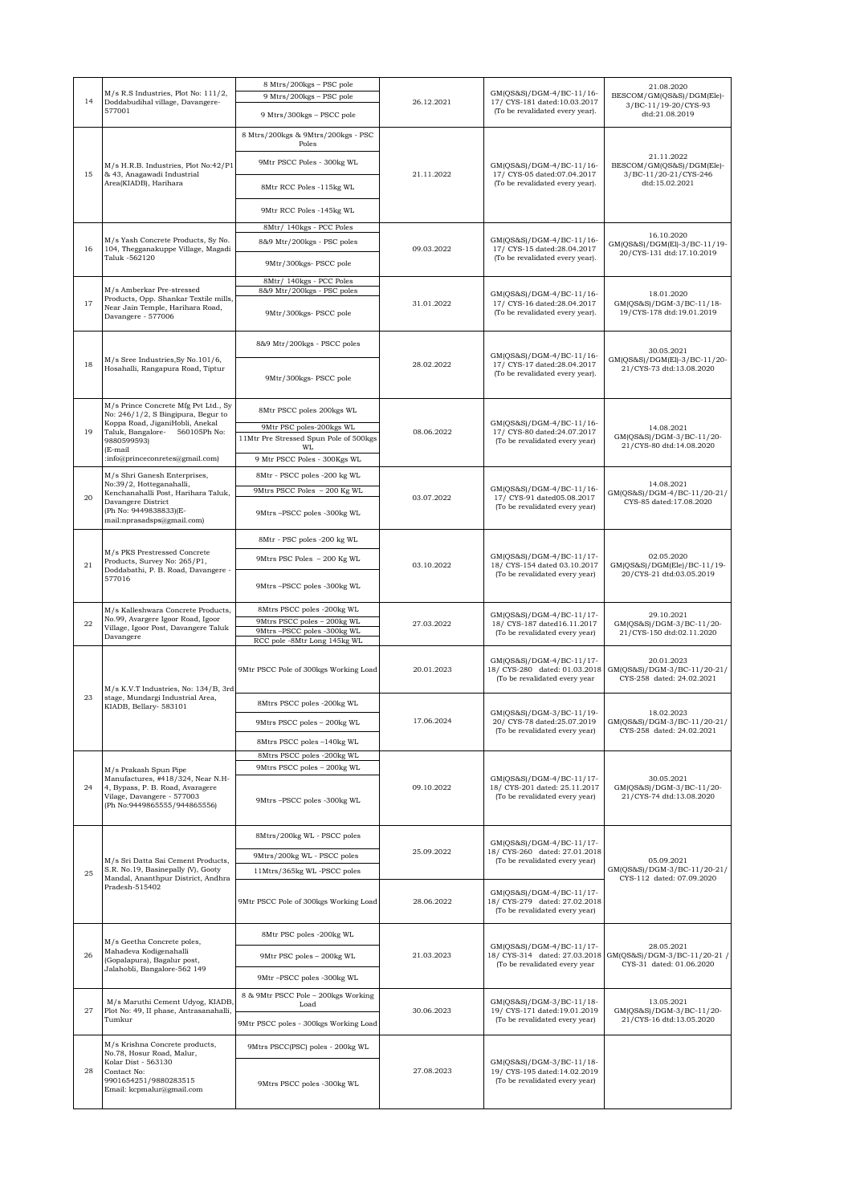| 14 | M/s R.S Industries, Plot No: 111/2, Doddabudihal village, Davangere-577001 | 8 Mtrs/200kgs – PSC pole<br>9 Mtrs/200kgs – PSC pole<br>9 Mtrs/300kgs – PSCC pole | 26.12.2021 | GM(QS&S)/DGM-4/BC-11/16-17/ CYS-181 dated:10.03.2017 (To be revalidated every year). | 21.08.2020 BESCOM/GM(QS&S)/DGM(Ele)-3/BC-11/19-20/CYS-93 dtd:21.08.2019 |
|---|---|---|---|---|---|
| 15 | M/s H.R.B. Industries, Plot No:42/P1 & 43, Anagawadi Industrial Area(KIADB), Harihara | 8 Mtrs/200kgs & 9Mtrs/200kgs - PSC Poles<br>9Mtr PSCC Poles - 300kg WL<br>8Mtr RCC Poles -115kg WL<br>9Mtr RCC Poles -145kg WL | 21.11.2022 | GM(QS&S)/DGM-4/BC-11/16-17/ CYS-05 dated:07.04.2017 (To be revalidated every year). | 21.11.2022 BESCOM/GM(QS&S)/DGM(Ele)-3/BC-11/20-21/CYS-246 dtd:15.02.2021 |
| 16 | M/s Yash Concrete Products, Sy No. 104, Thegganakuppe Village, Magadi Taluk -562120 | 8Mtr/ 140kgs - PCC Poles<br>8&9 Mtr/200kgs - PSC poles<br>9Mtr/300kgs- PSCC pole | 09.03.2022 | GM(QS&S)/DGM-4/BC-11/16-17/ CYS-15 dated:28.04.2017 (To be revalidated every year). | 16.10.2020 GM(QS&S)/DGM(El)-3/BC-11/19-20/CYS-131 dtd:17.10.2019 |
| 17 | M/s Amberkar Pre-stressed Products, Opp. Shankar Textile mills, Near Jain Temple, Harihara Road, Davangere - 577006 | 8Mtr/ 140kgs - PCC Poles<br>8&9 Mtr/200kgs - PSC poles<br>9Mtr/300kgs- PSCC pole | 31.01.2022 | GM(QS&S)/DGM-4/BC-11/16-17/ CYS-16 dated:28.04.2017 (To be revalidated every year). | 18.01.2020 GM(QS&S)/DGM-3/BC-11/18-19/CYS-178 dtd:19.01.2019 |
| 18 | M/s Sree Industries,Sy No.101/6, Hosahalli, Rangapura Road, Tiptur | 8&9 Mtr/200kgs - PSCC poles<br>9Mtr/300kgs- PSCC pole | 28.02.2022 | GM(QS&S)/DGM-4/BC-11/16-17/ CYS-17 dated:28.04.2017 (To be revalidated every year). | 30.05.2021 GM(QS&S)/DGM(El)-3/BC-11/20-21/CYS-73 dtd:13.08.2020 |
| 19 | M/s Prince Concrete Mfg Pvt Ltd., Sy No: 246/1/2, S Bingipura, Begur to Koppa Road, JiganiHobli, Anekal Taluk, Bangalore- 560105Ph No: 9880599593) (E-mail :info@princeconretes@gmail.com) | 8Mtr PSCC poles 200kgs WL<br>9Mtr PSC poles-200kgs WL<br>11Mtr Pre Stressed Spun Pole of 500kgs WL<br>9 Mtr PSCC Poles - 300Kgs WL | 08.06.2022 | GM(QS&S)/DGM-4/BC-11/16-17/ CYS-80 dated:24.07.2017 (To be revalidated every year) | 14.08.2021 GM(QS&S)/DGM-3/BC-11/20-21/CYS-80 dtd:14.08.2020 |
| 20 | M/s Shri Ganesh Enterprises, No:39/2, Hotteganahalli, Kenchanahalli Post, Harihara Taluk, Davangere District (Ph No: 9449838833)(E-mail:nprasadsps@gmail.com) | 8Mtr - PSCC poles -200 kg WL<br>9Mtrs PSCC Poles – 200 Kg WL<br>9Mtrs –PSCC poles -300kg WL | 03.07.2022 | GM(QS&S)/DGM-4/BC-11/16-17/ CYS-91 dated05.08.2017 (To be revalidated every year) | 14.08.2021 GM(QS&S)/DGM-4/BC-11/20-21/ CYS-85 dated:17.08.2020 |
| 21 | M/s PKS Prestressed Concrete Products, Survey No: 265/P1, Doddabathi, P. B. Road, Davangere - 577016 | 8Mtr - PSC poles -200 kg WL<br>9Mtrs PSC Poles – 200 Kg WL<br>9Mtrs –PSCC poles -300kg WL | 03.10.2022 | GM(QS&S)/DGM-4/BC-11/17-18/ CYS-154 dated 03.10.2017 (To be revalidated every year) | 02.05.2020 GM(QS&S)/DGM(Ele)/BC-11/19-20/CYS-21 dtd:03.05.2019 |
| 22 | M/s Kalleshwara Concrete Products, No.99, Avargere Igoor Road, Igoor Village, Igoor Post, Davangere Taluk Davangere | 8Mtrs PSCC poles -200kg WL<br>9Mtrs PSCC poles – 200kg WL<br>9Mtrs –PSCC poles -300kg WL<br>RCC pole -8Mtr Long 145kg WL | 27.03.2022 | GM(QS&S)/DGM-4/BC-11/17-18/ CYS-187 dated16.11.2017 (To be revalidated every year) | 29.10.2021 GM(QS&S)/DGM-3/BC-11/20-21/CYS-150 dtd:02.11.2020 |
| 23 | M/s K.V.T Industries, No: 134/B, 3rd stage, Mundargi Industrial Area, KIADB, Bellary- 583101 | 9Mtr PSCC Pole of 300kgs Working Load | 20.01.2023 | GM(QS&S)/DGM-4/BC-11/17-18/ CYS-280 dated: 01.03.2018 (To be revalidated every year | 20.01.2023 GM(QS&S)/DGM-3/BC-11/20-21/ CYS-258 dated: 24.02.2021 |
| | | 8Mtrs PSCC poles -200kg WL<br>9Mtrs PSCC poles – 200kg WL<br>8Mtrs PSCC poles –140kg WL | 17.06.2024 | GM(QS&S)/DGM-3/BC-11/19-20/ CYS-78 dated:25.07.2019 (To be revalidated every year) | 18.02.2023 GM(QS&S)/DGM-3/BC-11/20-21/ CYS-258 dated: 24.02.2021 |
| 24 | M/s Prakash Spun Pipe Manufactures, #418/324, Near N.H-4, Bypass, P. B. Road, Avaragere Vilage, Davangere - 577003 (Ph No:9449865555/944865556) | 8Mtrs PSCC poles -200kg WL<br>9Mtrs PSCC poles – 200kg WL<br>9Mtrs –PSCC poles -300kg WL | 09.10.2022 | GM(QS&S)/DGM-4/BC-11/17-18/ CYS-201 dated: 25.11.2017 (To be revalidated every year) | 30.05.2021 GM(QS&S)/DGM-3/BC-11/20-21/CYS-74 dtd:13.08.2020 |
| 25 | M/s Sri Datta Sai Cement Products, S.R. No.19, Basinepally (V), Gooty Mandal, Ananthpur District, Andhra Pradesh-515402 | 8Mtrs/200kg WL - PSCC poles<br>9Mtrs/200kg WL - PSCC poles<br>11Mtrs/365kg WL -PSCC poles | 25.09.2022 | GM(QS&S)/DGM-4/BC-11/17-18/ CYS-260 dated: 27.01.2018 (To be revalidated every year) | 05.09.2021 GM(QS&S)/DGM-3/BC-11/20-21/ CYS-112 dated: 07.09.2020 |
| | | 9Mtr PSCC Pole of 300kgs Working Load | 28.06.2022 | GM(QS&S)/DGM-4/BC-11/17-18/ CYS-279 dated: 27.02.2018 (To be revalidated every year) | |
| 26 | M/s Geetha Concrete poles, Mahadeva Kodigenahalli (Gopalapura), Bagalur post, Jalahobli, Bangalore-562 149 | 8Mtr PSC poles -200kg WL<br>9Mtr PSC poles – 200kg WL<br>9Mtr –PSCC poles -300kg WL | 21.03.2023 | GM(QS&S)/DGM-4/BC-11/17-18/ CYS-314 dated: 27.03.2018 (To be revalidated every year | 28.05.2021 GM(QS&S)/DGM-3/BC-11/20-21 / CYS-31 dated: 01.06.2020 |
| 27 | M/s Maruthi Cement Udyog, KIADB, Plot No: 49, II phase, Antrasanahalli, Tumkur | 8 & 9Mtr PSCC Pole – 200kgs Working Load<br>9Mtr PSCC poles - 300kgs Working Load | 30.06.2023 | GM(QS&S)/DGM-3/BC-11/18-19/ CYS-171 dated:19.01.2019 (To be revalidated every year) | 13.05.2021 GM(QS&S)/DGM-3/BC-11/20-21/CYS-16 dtd:13.05.2020 |
| 28 | M/s Krishna Concrete products, No.78, Hosur Road, Malur, Kolar Dist - 563130 Contact No: 9901654251/9880283515 Email: kcpmalur@gmail.com | 9Mtrs PSCC(PSC) poles - 200kg WL<br>9Mtrs PSCC poles -300kg WL | 27.08.2023 | GM(QS&S)/DGM-3/BC-11/18-19/ CYS-195 dated:14.02.2019 (To be revalidated every year) | |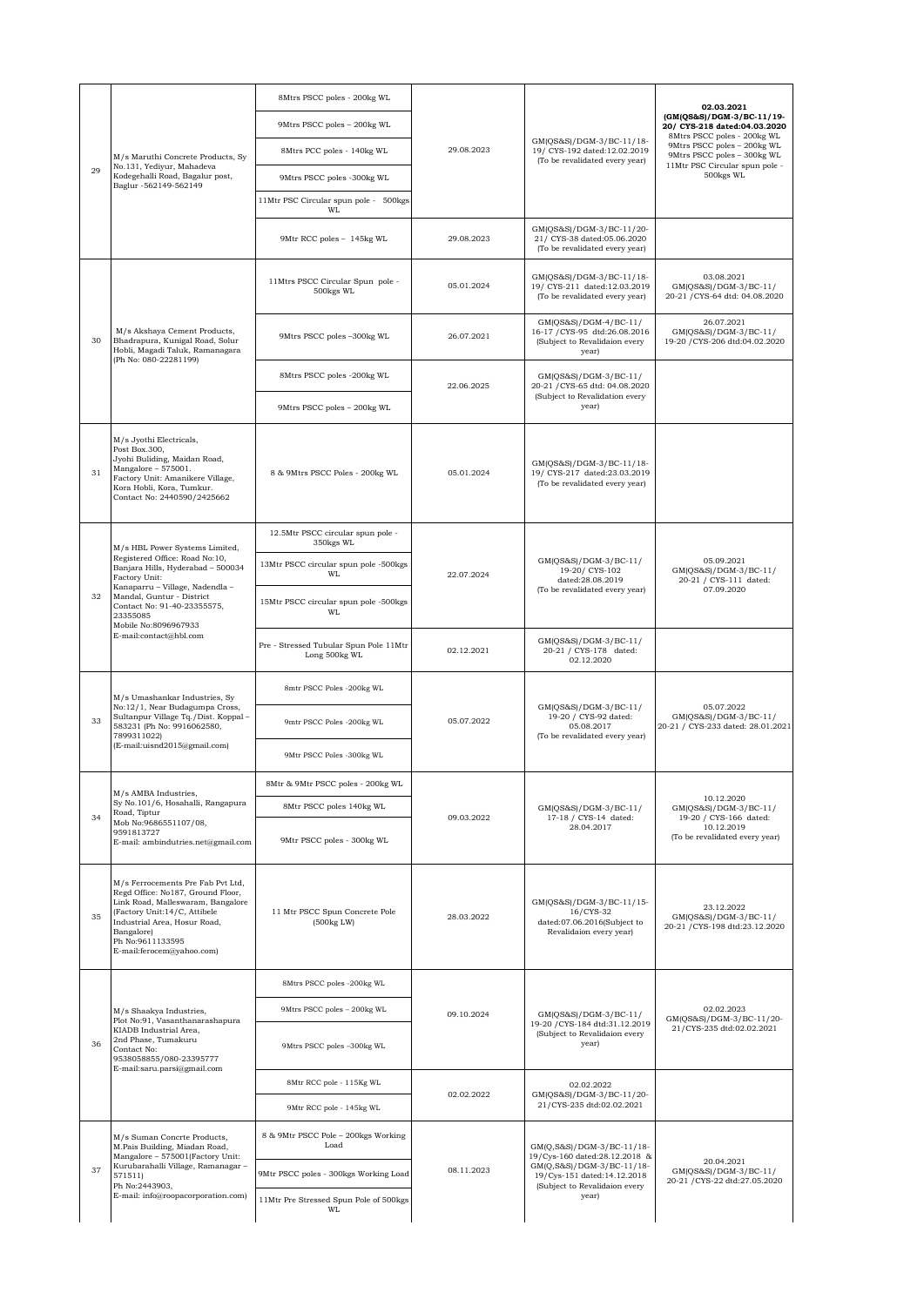| | | | | | |
|---|---|---|---|---|---|
| 29 | M/s Maruthi Concrete Products, Sy No.131, Yediyur, Mahadeva Kodegehalli Road, Bagalur post, Baglur -562149-562149 | 8Mtrs PSCC poles - 200kg WL | 29.08.2023 | GM(QS&S)/DGM-3/BC-11/18-19/ CYS-192 dated:12.02.2019 (To be revalidated every year) | 02.03.2021 (GM(QS&S)/DGM-3/BC-11/19-20/ CYS-218 dated:04.03.2020 8Mtrs PSCC poles - 200kg WL 9Mtrs PSCC poles – 200kg WL 9Mtrs PSCC poles – 300kg WL 11Mtr PSC Circular spun pole - 500kgs WL |
| | | 9Mtrs PSCC poles – 200kg WL | | | |
| | | 8Mtrs PCC poles - 140kg WL | | | |
| | | 9Mtrs PSCC poles -300kg WL | | | |
| | | 11Mtr PSC Circular spun pole - 500kgs WL | | | |
| | | 9Mtr RCC poles – 145kg WL | 29.08.2023 | GM(QS&S)/DGM-3/BC-11/20-21/ CYS-38 dated:05.06.2020 (To be revalidated every year) | |
| 30 | M/s Akshaya Cement Products, Bhadrapura, Kunigal Road, Solur Hobli, Magadi Taluk, Ramanagara (Ph No: 080-22281199) | 11Mtrs PSCC Circular Spun pole - 500kgs WL | 05.01.2024 | GM(QS&S)/DGM-3/BC-11/18-19/ CYS-211 dated:12.03.2019 (To be revalidated every year) | 03.08.2021 GM(QS&S)/DGM-3/BC-11/ 20-21 /CYS-64 dtd: 04.08.2020 |
| | | 9Mtrs PSCC poles –300kg WL | 26.07.2021 | GM(QS&S)/DGM-4/BC-11/ 16-17 /CYS-95 dtd:26.08.2016 (Subject to Revalidaion every year) | 26.07.2021 GM(QS&S)/DGM-3/BC-11/ 19-20 /CYS-206 dtd:04.02.2020 |
| | | 8Mtrs PSCC poles -200kg WL | 22.06.2025 | GM(QS&S)/DGM-3/BC-11/ 20-21 /CYS-65 dtd: 04.08.2020 (Subject to Revalidation every year) | |
| | | 9Mtrs PSCC poles – 200kg WL | | | |
| 31 | M/s Jyothi Electricals, Post Box.300, Jyohi Buliding, Maidan Road, Mangalore – 575001. Factory Unit: Amanikere Village, Kora Hobli, Kora, Tumkur. Contact No: 2440590/2425662 | 8 & 9Mtrs PSCC Poles - 200kg WL | 05.01.2024 | GM(QS&S)/DGM-3/BC-11/18-19/ CYS-217 dated:23.03.2019 (To be revalidated every year) | |
| 32 | M/s HBL Power Systems Limited, Registered Office: Road No:10, Banjara Hills, Hyderabad – 500034 Factory Unit: Kanaparru – Village, Nadendla – Mandal, Guntur - District Contact No: 91-40-23355575, 23355085 Mobile No:8096967933 E-mail:contact@hbl.com | 12.5Mtr PSCC circular spun pole - 350kgs WL | 22.07.2024 | GM(QS&S)/DGM-3/BC-11/ 19-20/ CYS-102 dated:28.08.2019 (To be revalidated every year) | 05.09.2021 GM(QS&S)/DGM-3/BC-11/ 20-21 / CYS-111 dated: 07.09.2020 |
| | | 13Mtr PSCC circular spun pole -500kgs WL | | | |
| | | 15Mtr PSCC circular spun pole -500kgs WL | | | |
| | | Pre - Stressed Tubular Spun Pole 11Mtr Long 500kg WL | 02.12.2021 | GM(QS&S)/DGM-3/BC-11/ 20-21 / CYS-178 dated: 02.12.2020 | |
| 33 | M/s Umashankar Industries, Sy No:12/1, Near Budagumpa Cross, Sultanpur Village Tq./Dist. Koppal – 583231 (Ph No: 9916062580, 7899311022) (E-mail:uisnd2015@gmail.com) | 8mtr PSCC Poles -200kg WL | 05.07.2022 | GM(QS&S)/DGM-3/BC-11/ 19-20 / CYS-92 dated: 05.08.2017 (To be revalidated every year) | 05.07.2022 GM(QS&S)/DGM-3/BC-11/ 20-21 / CYS-233 dated: 28.01.2021 |
| | | 9mtr PSCC Poles -200kg WL | | | |
| | | 9Mtr PSCC Poles -300kg WL | | | |
| 34 | M/s AMBA Industries, Sy No.101/6, Hosahalli, Rangapura Road, Tiptur Mob No:9686551107/08, 9591813727 E-mail: ambindutries.net@gmail.com | 8Mtr & 9Mtr PSCC poles - 200kg WL | 09.03.2022 | GM(QS&S)/DGM-3/BC-11/ 17-18 / CYS-14 dated: 28.04.2017 | 10.12.2020 GM(QS&S)/DGM-3/BC-11/ 19-20 / CYS-166 dated: 10.12.2019 (To be revalidated every year) |
| | | 8Mtr PSCC poles 140kg WL | | | |
| | | 9Mtr PSCC poles - 300kg WL | | | |
| 35 | M/s Ferrocements Pre Fab Pvt Ltd, Regd Office: No187, Ground Floor, Link Road, Malleswaram, Bangalore (Factory Unit:14/C, Attibele Industrial Area, Hosur Road, Bangalore) Ph No:9611133595 E-mail:ferocem@yahoo.com) | 11 Mtr PSCC Spun Concrete Pole (500kg LW) | 28.03.2022 | GM(QS&S)/DGM-3/BC-11/15-16/CYS-32 dated:07.06.2016(Subject to Revalidaion every year) | 23.12.2022 GM(QS&S)/DGM-3/BC-11/ 20-21 /CYS-198 dtd:23.12.2020 |
| 36 | M/s Shaakya Industries, Plot No:91, Vasanthanarashapura KIADB Industrial Area, 2nd Phase, Tumakuru Contact No: 9538058855/080-23395777 E-mail:saru.parsi@gmail.com | 8Mtrs PSCC poles -200kg WL | 09.10.2024 | GM(QS&S)/DGM-3/BC-11/ 19-20 /CYS-184 dtd:31.12.2019 (Subject to Revalidaion every year) | 02.02.2023 GM(QS&S)/DGM-3/BC-11/20-21/CYS-235 dtd:02.02.2021 |
| | | 9Mtrs PSCC poles – 200kg WL | | | |
| | | 9Mtrs PSCC poles –300kg WL | | | |
| | | 8Mtr RCC pole - 115Kg WL | 02.02.2022 | 02.02.2022 GM(QS&S)/DGM-3/BC-11/20-21/CYS-235 dtd:02.02.2021 | |
| | | 9Mtr RCC pole - 145kg WL | | | |
| 37 | M/s Suman Concrte Products, M.Pais Building, Miadan Road, Mangalore – 575001(Factory Unit: Kurubarahalli Village, Ramanagar – 571511) Ph No:2443903, E-mail: info@roopacorporation.com) | 8 & 9Mtr PSCC Pole – 200kgs Working Load | 08.11.2023 | GM(Q,S&S)/DGM-3/BC-11/18-19/Cys-160 dated:28.12.2018 & GM(Q,S&S)/DGM-3/BC-11/18-19/Cys-151 dated:14.12.2018 (Subject to Revalidaion every year) | 20.04.2021 GM(QS&S)/DGM-3/BC-11/ 20-21 /CYS-22 dtd:27.05.2020 |
| | | 9Mtr PSCC poles - 300kgs Working Load | | | |
| | | 11Mtr Pre Stressed Spun Pole of 500kgs WL | | | |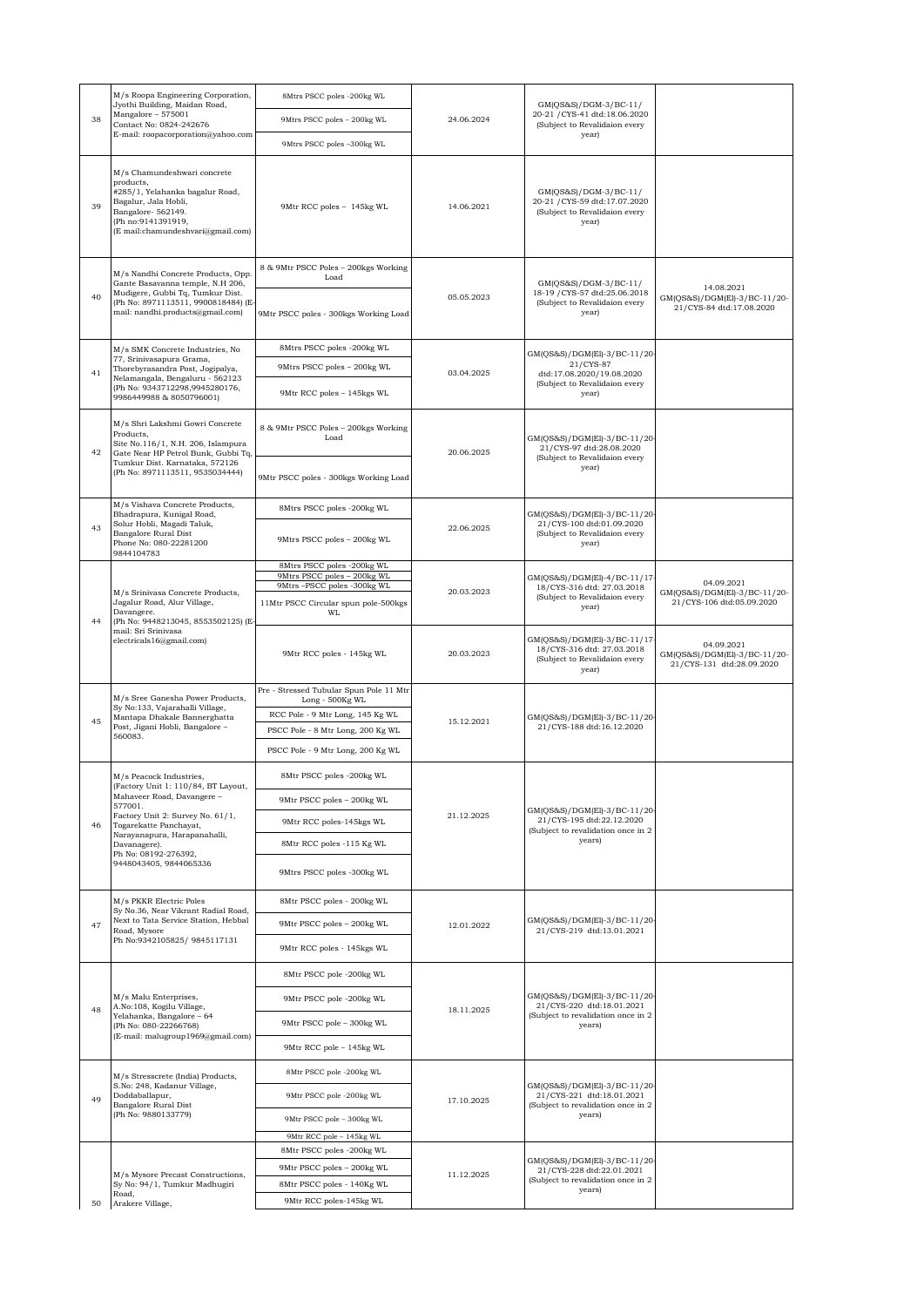| 38 | M/s Roopa Engineering Corporation, Jyothi Building, Maidan Road, Mangalore – 575001 Contact No: 0824-242676 E-mail: roopacorporation@yahoo.com | 8Mtrs PSCC poles -200kg WL | 24.06.2024 | GM(QS&S)/DGM-3/BC-11/ 20-21 /CYS-41 dtd:18.06.2020 (Subject to Revalidaion every year) | |
|---|---|---|---|---|---|
| | | 9Mtrs PSCC poles – 200kg WL | | | |
| | | 9Mtrs PSCC poles –300kg WL | | | |
| 39 | M/s Chamundeshwari concrete products, #285/1, Yelahanka bagalur Road, Bagalur, Jala Hobli, Bangalore- 562149. (Ph no:9141391919, (E mail:chamundeshvari@gmail.com) | 9Mtr RCC poles – 145kg WL | 14.06.2021 | GM(QS&S)/DGM-3/BC-11/ 20-21 /CYS-59 dtd:17.07.2020 (Subject to Revalidaion every year) | |
| 40 | M/s Nandhi Concrete Products, Opp. Gante Basavanna temple, N.H 206, Mudigere, Gubbi Tq, Tumkur Dist. (Ph No: 8971113511, 9900818484) (E-mail: nandhi.products@gmail.com) | 8 & 9Mtr PSCC Poles – 200kgs Working Load | 05.05.2023 | GM(QS&S)/DGM-3/BC-11/ 18-19 /CYS-57 dtd:25.06.2018 (Subject to Revalidaion every year) | 14.08.2021 GM(QS&S)/DGM(El)-3/BC-11/20-21/CYS-84 dtd:17.08.2020 |
| | | 9Mtr PSCC poles - 300kgs Working Load | | | |
| 41 | M/s SMK Concrete Industries, No 77, Srinivasapura Grama, Thorebyrasandra Post, Jogipalya, Nelamangala, Bengaluru - 562123 (Ph No: 9343712298,9945280176, 9986449988 & 8050796001) | 8Mtrs PSCC poles -200kg WL | 03.04.2025 | GM(QS&S)/DGM(El)-3/BC-11/20-21/CYS-87 dtd:17.08.2020/19.08.2020 (Subject to Revalidaion every year) | |
| | | 9Mtrs PSCC poles – 200kg WL | | | |
| | | 9Mtr RCC poles – 145kgs WL | | | |
| 42 | M/s Shri Lakshmi Gowri Concrete Products, Site No.116/1, N.H. 206, Islampura Gate Near HP Petrol Bunk, Gubbi Tq, Tumkur Dist. Karnataka, 572126 (Ph No: 8971113511, 9535034444) | 8 & 9Mtr PSCC Poles – 200kgs Working Load | 20.06.2025 | GM(QS&S)/DGM(El)-3/BC-11/20-21/CYS-97 dtd:28.08.2020 (Subject to Revalidaion every year) | |
| | | 9Mtr PSCC poles - 300kgs Working Load | | | |
| 43 | M/s Vishava Concrete Products, Bhadrapura, Kunigal Road, Solur Hobli, Magadi Taluk, Bangalore Rural Dist Phone No: 080-22281200 9844104783 | 8Mtrs PSCC poles -200kg WL | 22.06.2025 | GM(QS&S)/DGM(El)-3/BC-11/20-21/CYS-100 dtd:01.09.2020 (Subject to Revalidaion every year) | |
| | | 9Mtrs PSCC poles – 200kg WL | | | |
| 44 | M/s Srinivasa Concrete Products, Jagalur Road, Alur Village, Davangere. (Ph No: 9448213045, 8553502125) (E-mail: Sri Srinivasa electricals16@gmail.com) | 8Mtrs PSCC poles -200kg WL<br>9Mtrs PSCC poles – 200kg WL<br>9Mtrs –PSCC poles -300kg WL<br>11Mtr PSCC Circular spun pole-500kgs WL | 20.03.2023 | GM(QS&S)/DGM(El)-4/BC-11/17-18/CYS-316 dtd: 27.03.2018 (Subject to Revalidaion every year) | 04.09.2021 GM(QS&S)/DGM(El)-3/BC-11/20-21/CYS-106 dtd:05.09.2020 |
| | | 9Mtr RCC poles - 145kg WL | 20.03.2023 | GM(QS&S)/DGM(El)-3/BC-11/17-18/CYS-316 dtd: 27.03.2018 (Subject to Revalidaion every year) | 04.09.2021 GM(QS&S)/DGM(El)-3/BC-11/20-21/CYS-131 dtd:28.09.2020 |
| 45 | M/s Sree Ganesha Power Products, Sy No:133, Vajarahalli Village, Mantapa Dhakale Bannerghatta Post, Jigani Hobli, Bangalore – 560083. | Pre - Stressed Tubular Spun Pole 11 Mtr Long - 500Kg WL | 15.12.2021 | GM(QS&S)/DGM(El)-3/BC-11/20-21/CYS-188 dtd:16.12.2020 | |
| | | RCC Pole - 9 Mtr Long, 145 Kg WL | | | |
| | | PSCC Pole - 8 Mtr Long, 200 Kg WL | | | |
| | | PSCC Pole - 9 Mtr Long, 200 Kg WL | | | |
| 46 | M/s Peacock Industries, (Factory Unit 1: 110/84, BT Layout, Mahaveer Road, Davangere – 577001. Factory Unit 2: Survey No. 61/1, Togarekatte Panchayat, Narayanapura, Harapanahalli, Davanagere). Ph No: 08192-276392, 9448043405, 9844065336 | 8Mtr PSCC poles -200kg WL | 21.12.2025 | GM(QS&S)/DGM(El)-3/BC-11/20-21/CYS-195 dtd:22.12.2020 (Subject to revalidation once in 2 years) | |
| | | 9Mtr PSCC poles – 200kg WL | | | |
| | | 9Mtr RCC poles-145kgs WL | | | |
| | | 8Mtr RCC poles -115 Kg WL | | | |
| | | 9Mtrs PSCC poles -300kg WL | | | |
| 47 | M/s PKKR Electric Poles Sy No.36, Near Vikrant Radial Road, Next to Tata Service Station, Hebbal Road, Mysore Ph No:9342105825/ 9845117131 | 8Mtr PSCC poles - 200kg WL | 12.01.2022 | GM(QS&S)/DGM(El)-3/BC-11/20-21/CYS-219 dtd:13.01.2021 | |
| | | 9Mtr PSCC poles – 200kg WL | | | |
| | | 9Mtr RCC poles - 145kgs WL | | | |
| 48 | M/s Malu Enterprises, A.No:108, Kogilu Village, Yelahanka, Bangalore – 64 (Ph No: 080-22266768) (E-mail: malugroup1969@gmail.com) | 8Mtr PSCC pole -200kg WL | 18.11.2025 | GM(QS&S)/DGM(El)-3/BC-11/20-21/CYS-220 dtd:18.01.2021 (Subject to revalidation once in 2 years) | |
| | | 9Mtr PSCC pole -200kg WL | | | |
| | | 9Mtr PSCC pole – 300kg WL | | | |
| | | 9Mtr RCC pole – 145kg WL | | | |
| 49 | M/s Stresscrete (India) Products, S.No: 248, Kadanur Village, Doddaballapur, Bangalore Rural Dist (Ph No: 9880133779) | 8Mtr PSCC pole -200kg WL | 17.10.2025 | GM(QS&S)/DGM(El)-3/BC-11/20-21/CYS-221 dtd:18.01.2021 (Subject to revalidation once in 2 years) | |
| | | 9Mtr PSCC pole -200kg WL | | | |
| | | 9Mtr PSCC pole – 300kg WL | | | |
| | | 9Mtr RCC pole – 145kg WL | | | |
| 50 | M/s Mysore Precast Constructions, Sy No: 94/1, Tumkur Madhugiri Road, Arakere Village, | 8Mtr PSCC poles -200kg WL | 11.12.2025 | GM(QS&S)/DGM(El)-3/BC-11/20-21/CYS-228 dtd:22.01.2021 (Subject to revalidation once in 2 years) | |
| | | 9Mtr PSCC poles – 200kg WL | | | |
| | | 8Mtr PSCC poles - 140Kg WL | | | |
| | | 9Mtr RCC poles-145kg WL | | | |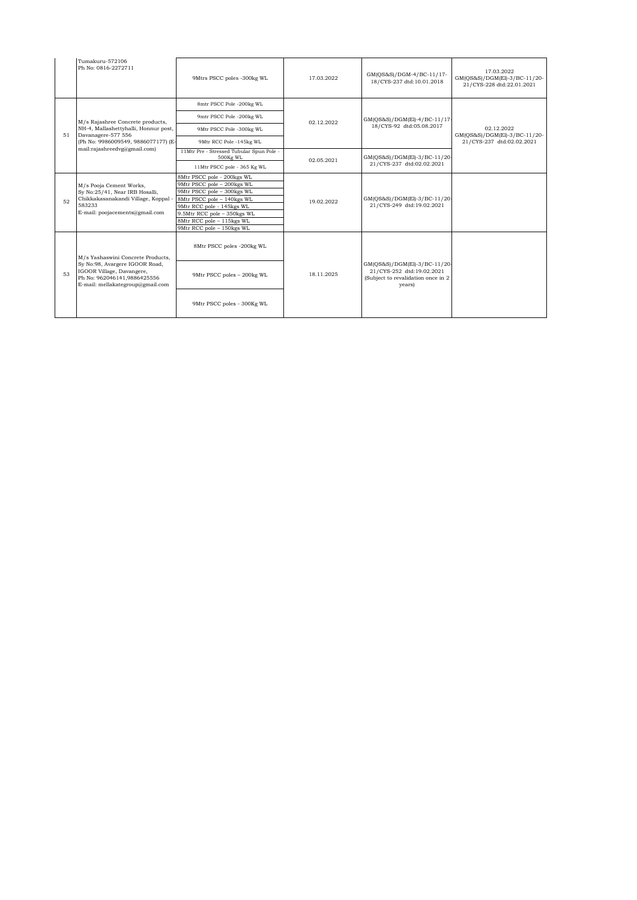| | | | | | |
|---|---|---|---|---|---|
| | Tumakuru-572106<br>Ph No: 0816-2272711 | 9Mtrs PSCC poles -300kg WL | 17.03.2022 | GM(QS&S)/DGM-4/BC-11/17-18/CYS-237 dtd:10.01.2018 | 17.03.2022<br>GM(QS&S)/DGM(El)-3/BC-11/20-21/CYS-228 dtd:22.01.2021 |
| 51 | M/s Rajashree Concrete products, NH-4, Mallashettyhalli, Honnur post, Davanagere-577 556<br>(Ph No: 9986009549, 9886077177) (E-mail:rajashreedvg@gmail.com) | 8mtr PSCC Pole -200kg WL | 02.12.2022 | GM(QS&S)/DGM(El)-4/BC-11/17-18/CYS-92 dtd:05.08.2017 | 02.12.2022<br>GM(QS&S)/DGM(El)-3/BC-11/20-21/CYS-237 dtd:02.02.2021 |
| | | 9mtr PSCC Pole -200kg WL | | | |
| | | 9Mtr PSCC Pole -300kg WL | | | |
| | | 9Mtr RCC Pole -145kg WL | | | |
| | | 11Mtr Pre - Stressed Tubular Spun Pole - 500Kg WL | 02.05.2021 | GM(QS&S)/DGM(El)-3/BC-11/20-21/CYS-237 dtd:02.02.2021 | |
| | | 11Mtr PSCC pole - 365 Kg WL | | | |
| 52 | M/s Pooja Cement Works, Sy No:25/41, Near IRB Hosalli, Chikkakasanakandi Village, Koppal - 583233<br>E-mail: poojacements@gmail.com | 8Mtr PSCC pole - 200kgs WL | 19.02.2022 | GM(QS&S)/DGM(El)-3/BC-11/20-21/CYS-249 dtd:19.02.2021 | |
| | | 9Mtr PSCC pole – 200kgs WL | | | |
| | | 9Mtr PSCC pole – 300kgs WL | | | |
| | | 8Mtr PSCC pole – 140kgs WL | | | |
| | | 9Mtr RCC pole - 145kgs WL | | | |
| | | 9.5Mtr RCC pole – 350kgs WL | | | |
| | | 8Mtr RCC pole – 115kgs WL | | | |
| | | 9Mtr RCC pole – 150kgs WL | | | |
| 53 | M/s Yashaswini Concrete Products, Sy No:98, Avargere IGOOR Road, IGOOR Village, Davangere,<br>Ph No: 962046141,9886425556<br>E-mail: mellakategroup@gmail.com | 8Mtr PSCC poles -200kg WL | 18.11.2025 | GM(QS&S)/DGM(El)-3/BC-11/20-21/CYS-252 dtd:19.02.2021 (Subject to revalidation once in 2 years) | |
| | | 9Mtr PSCC poles – 200kg WL | | | |
| | | 9Mtr PSCC poles - 300Kg WL | | | |